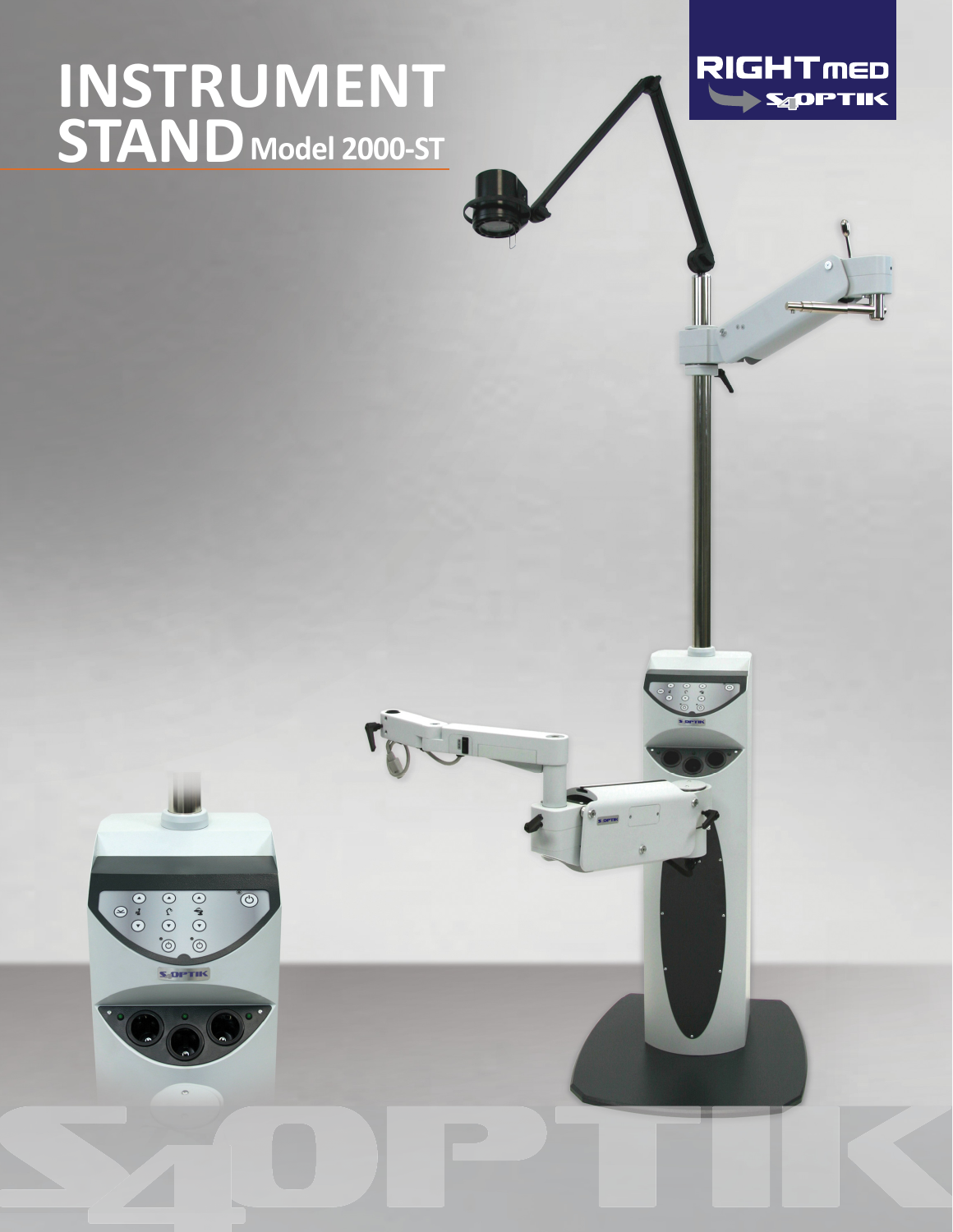# INSTRUMENT STAND Model 2000-ST

RIGHTmed S4OPTIK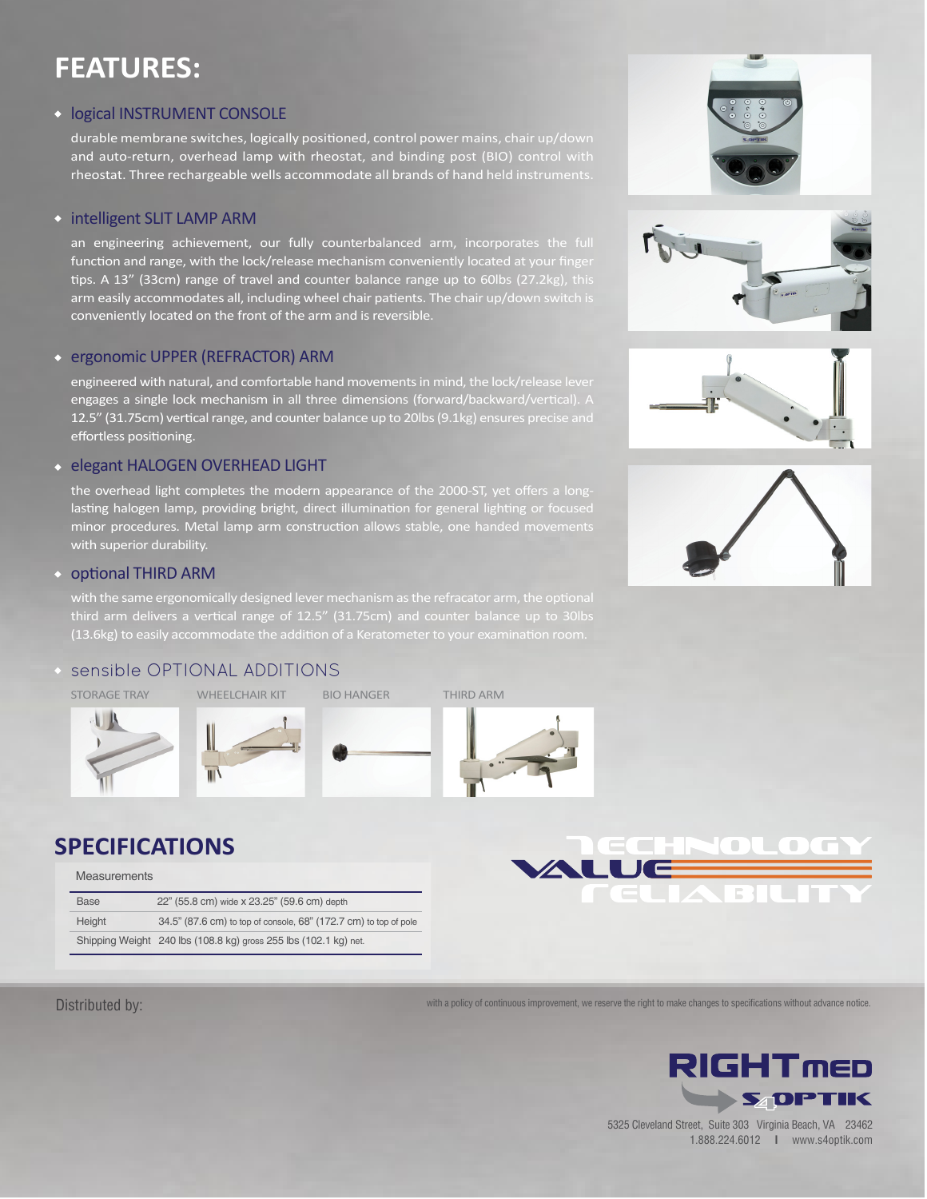# FEATURES:

- **logical INSTRUMENT CONSOLE**

  durable membrane switches, logically positioned, control power mains, chair up/down and auto-return, overhead lamp with rheostat, and binding post (BIO) control with rheostat. Three rechargeable wells accommodate all brands of hand held instruments.

- **intelligent SLIT LAMP ARM**

  an engineering achievement, our fully counterbalanced arm, incorporates the full function and range, with the lock/release mechanism conveniently located at your finger tips. A 13" (33cm) range of travel and counter balance range up to 60lbs (27.2kg), this arm easily accommodates all, including wheel chair patients. The chair up/down switch is conveniently located on the front of the arm and is reversible.

- **ergonomic UPPER (REFRACTOR) ARM**

  engineered with natural, and comfortable hand movements in mind, the lock/release lever engages a single lock mechanism in all three dimensions (forward/backward/vertical). A 12.5" (31.75cm) vertical range, and counter balance up to 20lbs (9.1kg) ensures precise and effortless positioning.

- **elegant HALOGEN OVERHEAD LIGHT**

  the overhead light completes the modern appearance of the 2000-ST, yet offers a long-lasting halogen lamp, providing bright, direct illumination for general lighting or focused minor procedures. Metal lamp arm construction allows stable, one handed movements with superior durability.

- **optional THIRD ARM**

  with the same ergonomically designed lever mechanism as the refracator arm, the optional third arm delivers a vertical range of 12.5" (31.75cm) and counter balance up to 30lbs (13.6kg) to easily accommodate the addition of a Keratometer to your examination room.

- **sensible OPTIONAL ADDITIONS**

  STORAGE TRAY

  WHEELCHAIR KIT

  BIO HANGER

  THIRD ARM

# SPECIFICATIONS

| Measurements | |
|---|---|
| Base | 22" (55.8 cm) wide x 23.25" (59.6 cm) depth |
| Height | 34.5" (87.6 cm) to top of console, 68" (172.7 cm) to top of pole |
| Shipping Weight | 240 lbs (108.8 kg) gross 255 lbs (102.1 kg) net. |

TECHNOLOGY
VALUE
RELIABILITY

Distributed by:

with a policy of continuous improvement, we reserve the right to make changes to specifications without advance notice.

RIGHTMED
S4OPTIK

5325 Cleveland Street, Suite 303 Virginia Beach, VA 23462
1.888.224.6012 I www.s4optik.com